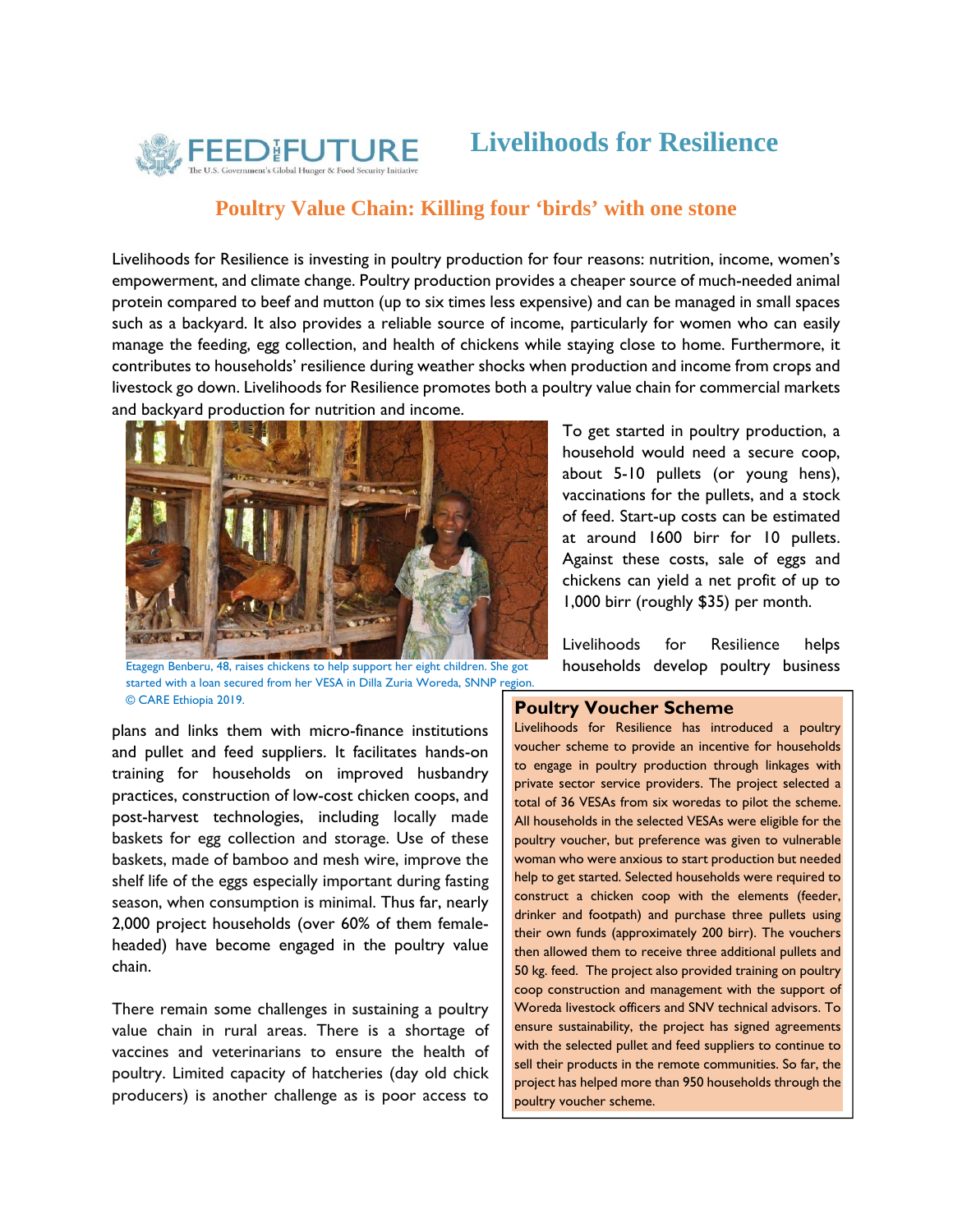# Livelihoods for Resilience

## Poultry Value Chain: Killing four 'birds' with one stone

Livelihoods for Resilience is investing in poultry production for four reasons: nutrition, income, women's empowerment, and climate change. Poultry production provides a cheaper source of much-needed animal protein compared to beef and mutton (up to six times less expensive) and can be managed in small spaces such as a backyard. It also provides a reliable source of income, particularly for women who can easily manage the feeding, egg collection, and health of chickens while staying close to home. Furthermore, it contributes to households' resilience during weather shocks when production and income from crops and livestock go down. Livelihoods for Resilience promotes both a poultry value chain for commercial markets and backyard production for nutrition and income.

Etagegn Benberu, 48, raises chickens to help support her eight children. She got started with a loan secured from her VESA in Dilla Zuria Woreda, SNNP region. © CARE Ethiopia 2019.

To get started in poultry production, a household would need a secure coop, about 5-10 pullets (or young hens), vaccinations for the pullets, and a stock of feed. Start-up costs can be estimated at around 1600 birr for 10 pullets. Against these costs, sale of eggs and chickens can yield a net profit of up to 1,000 birr (roughly $35) per month.

Livelihoods for Resilience helps households develop poultry business plans and links them with micro-finance institutions and pullet and feed suppliers. It facilitates hands-on training for households on improved husbandry practices, construction of low-cost chicken coops, and post-harvest technologies, including locally made baskets for egg collection and storage. Use of these baskets, made of bamboo and mesh wire, improve the shelf life of the eggs especially important during fasting season, when consumption is minimal. Thus far, nearly 2,000 project households (over 60% of them female-headed) have become engaged in the poultry value chain.

There remain some challenges in sustaining a poultry value chain in rural areas. There is a shortage of vaccines and veterinarians to ensure the health of poultry. Limited capacity of hatcheries (day old chick producers) is another challenge as is poor access to

### Poultry Voucher Scheme

Livelihoods for Resilience has introduced a poultry voucher scheme to provide an incentive for households to engage in poultry production through linkages with private sector service providers. The project selected a total of 36 VESAs from six woredas to pilot the scheme. All households in the selected VESAs were eligible for the poultry voucher, but preference was given to vulnerable woman who were anxious to start production but needed help to get started. Selected households were required to construct a chicken coop with the elements (feeder, drinker and footpath) and purchase three pullets using their own funds (approximately 200 birr). The vouchers then allowed them to receive three additional pullets and 50 kg. feed. The project also provided training on poultry coop construction and management with the support of Woreda livestock officers and SNV technical advisors. To ensure sustainability, the project has signed agreements with the selected pullet and feed suppliers to continue to sell their products in the remote communities. So far, the project has helped more than 950 households through the poultry voucher scheme.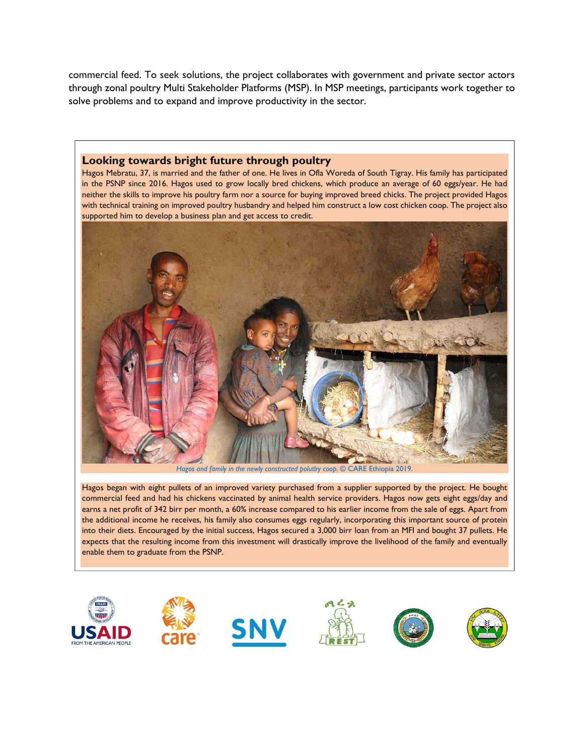commercial feed. To seek solutions, the project collaborates with government and private sector actors through zonal poultry Multi Stakeholder Platforms (MSP). In MSP meetings, participants work together to solve problems and to expand and improve productivity in the sector.

## Looking towards bright future through poultry

Hagos Mebratu, 37, is married and the father of one. He lives in Ofla Woreda of South Tigray. His family has participated in the PSNP since 2016. Hagos used to grow locally bred chickens, which produce an average of 60 eggs/year. He had neither the skills to improve his poultry farm nor a source for buying improved breed chicks. The project provided Hagos with technical training on improved poultry husbandry and helped him construct a low cost chicken coop. The project also supported him to develop a business plan and get access to credit.

*Hagos and family in the newly constructed polutlry coop.* © CARE Ethiopia 2019.

Hagos began with eight pullets of an improved variety purchased from a supplier supported by the project. He bought commercial feed and had his chickens vaccinated by animal health service providers. Hagos now gets eight eggs/day and earns a net profit of 342 birr per month, a 60% increase compared to his earlier income from the sale of eggs. Apart from the additional income he receives, his family also consumes eggs regularly, incorporating this important source of protein into their diets. Encouraged by the initial success, Hagos secured a 3,000 birr loan from an MFI and bought 37 pullets. He expects that the resulting income from this investment will drastically improve the livelihood of the family and eventually enable them to graduate from the PSNP.

USAID FROM THE AMERICAN PEOPLE | care | SNV | REST